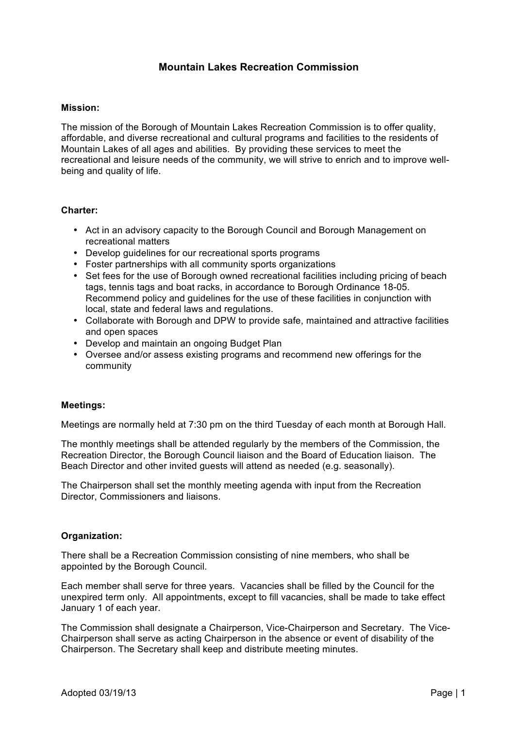# Mountain Lakes Recreation Commission

**Mission:**

The mission of the Borough of Mountain Lakes Recreation Commission is to offer quality, affordable, and diverse recreational and cultural programs and facilities to the residents of Mountain Lakes of all ages and abilities. By providing these services to meet the recreational and leisure needs of the community, we will strive to enrich and to improve well-being and quality of life.

**Charter:**

- Act in an advisory capacity to the Borough Council and Borough Management on recreational matters
- Develop guidelines for our recreational sports programs
- Foster partnerships with all community sports organizations
- Set fees for the use of Borough owned recreational facilities including pricing of beach tags, tennis tags and boat racks, in accordance to Borough Ordinance 18-05. Recommend policy and guidelines for the use of these facilities in conjunction with local, state and federal laws and regulations.
- Collaborate with Borough and DPW to provide safe, maintained and attractive facilities and open spaces
- Develop and maintain an ongoing Budget Plan
- Oversee and/or assess existing programs and recommend new offerings for the community

**Meetings:**

Meetings are normally held at 7:30 pm on the third Tuesday of each month at Borough Hall.

The monthly meetings shall be attended regularly by the members of the Commission, the Recreation Director, the Borough Council liaison and the Board of Education liaison. The Beach Director and other invited guests will attend as needed (e.g. seasonally).

The Chairperson shall set the monthly meeting agenda with input from the Recreation Director, Commissioners and liaisons.

**Organization:**

There shall be a Recreation Commission consisting of nine members, who shall be appointed by the Borough Council.

Each member shall serve for three years. Vacancies shall be filled by the Council for the unexpired term only. All appointments, except to fill vacancies, shall be made to take effect January 1 of each year.

The Commission shall designate a Chairperson, Vice-Chairperson and Secretary. The Vice-Chairperson shall serve as acting Chairperson in the absence or event of disability of the Chairperson. The Secretary shall keep and distribute meeting minutes.

Adopted 03/19/13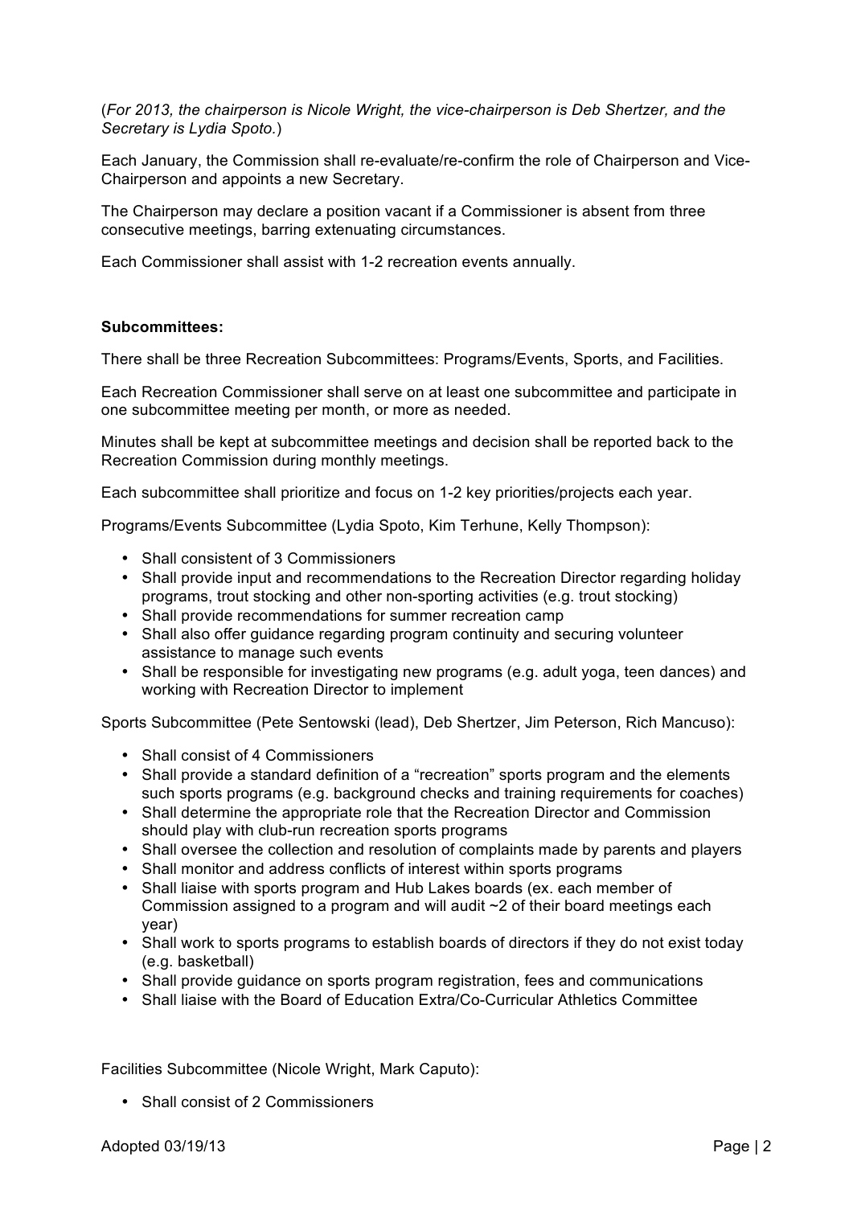(*For 2013, the chairperson is Nicole Wright, the vice-chairperson is Deb Shertzer, and the Secretary is Lydia Spoto.*)

Each January, the Commission shall re-evaluate/re-confirm the role of Chairperson and Vice-Chairperson and appoints a new Secretary.

The Chairperson may declare a position vacant if a Commissioner is absent from three consecutive meetings, barring extenuating circumstances.

Each Commissioner shall assist with 1-2 recreation events annually.

**Subcommittees:**

There shall be three Recreation Subcommittees: Programs/Events, Sports, and Facilities.

Each Recreation Commissioner shall serve on at least one subcommittee and participate in one subcommittee meeting per month, or more as needed.

Minutes shall be kept at subcommittee meetings and decision shall be reported back to the Recreation Commission during monthly meetings.

Each subcommittee shall prioritize and focus on 1-2 key priorities/projects each year.

Programs/Events Subcommittee (Lydia Spoto, Kim Terhune, Kelly Thompson):

- Shall consistent of 3 Commissioners
- Shall provide input and recommendations to the Recreation Director regarding holiday programs, trout stocking and other non-sporting activities (e.g. trout stocking)
- Shall provide recommendations for summer recreation camp
- Shall also offer guidance regarding program continuity and securing volunteer assistance to manage such events
- Shall be responsible for investigating new programs (e.g. adult yoga, teen dances) and working with Recreation Director to implement

Sports Subcommittee (Pete Sentowski (lead), Deb Shertzer, Jim Peterson, Rich Mancuso):

- Shall consist of 4 Commissioners
- Shall provide a standard definition of a "recreation" sports program and the elements such sports programs (e.g. background checks and training requirements for coaches)
- Shall determine the appropriate role that the Recreation Director and Commission should play with club-run recreation sports programs
- Shall oversee the collection and resolution of complaints made by parents and players
- Shall monitor and address conflicts of interest within sports programs
- Shall liaise with sports program and Hub Lakes boards (ex. each member of Commission assigned to a program and will audit ~2 of their board meetings each year)
- Shall work to sports programs to establish boards of directors if they do not exist today (e.g. basketball)
- Shall provide guidance on sports program registration, fees and communications
- Shall liaise with the Board of Education Extra/Co-Curricular Athletics Committee

Facilities Subcommittee (Nicole Wright, Mark Caputo):

- Shall consist of 2 Commissioners

Adopted 03/19/13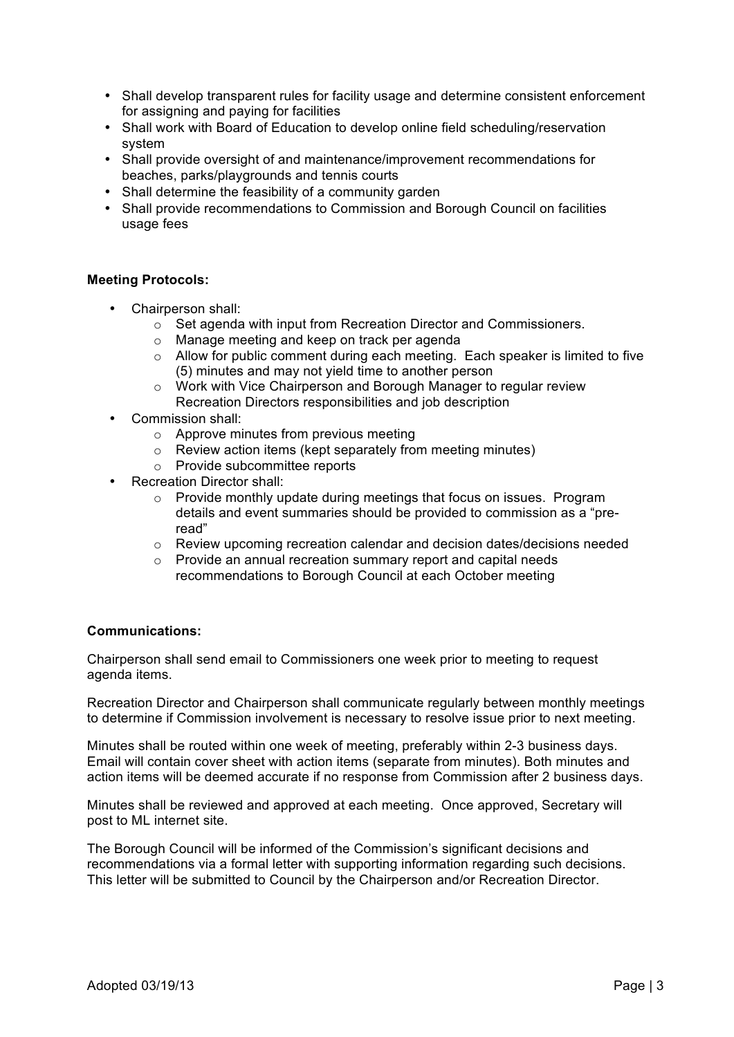- Shall develop transparent rules for facility usage and determine consistent enforcement for assigning and paying for facilities
- Shall work with Board of Education to develop online field scheduling/reservation system
- Shall provide oversight of and maintenance/improvement recommendations for beaches, parks/playgrounds and tennis courts
- Shall determine the feasibility of a community garden
- Shall provide recommendations to Commission and Borough Council on facilities usage fees

**Meeting Protocols:**

- Chairperson shall:
  - Set agenda with input from Recreation Director and Commissioners.
  - Manage meeting and keep on track per agenda
  - Allow for public comment during each meeting. Each speaker is limited to five (5) minutes and may not yield time to another person
  - Work with Vice Chairperson and Borough Manager to regular review Recreation Directors responsibilities and job description
- Commission shall:
  - Approve minutes from previous meeting
  - Review action items (kept separately from meeting minutes)
  - Provide subcommittee reports
- Recreation Director shall:
  - Provide monthly update during meetings that focus on issues. Program details and event summaries should be provided to commission as a "pre-read"
  - Review upcoming recreation calendar and decision dates/decisions needed
  - Provide an annual recreation summary report and capital needs recommendations to Borough Council at each October meeting

**Communications:**

Chairperson shall send email to Commissioners one week prior to meeting to request agenda items.

Recreation Director and Chairperson shall communicate regularly between monthly meetings to determine if Commission involvement is necessary to resolve issue prior to next meeting.

Minutes shall be routed within one week of meeting, preferably within 2-3 business days. Email will contain cover sheet with action items (separate from minutes). Both minutes and action items will be deemed accurate if no response from Commission after 2 business days.

Minutes shall be reviewed and approved at each meeting. Once approved, Secretary will post to ML internet site.

The Borough Council will be informed of the Commission's significant decisions and recommendations via a formal letter with supporting information regarding such decisions. This letter will be submitted to Council by the Chairperson and/or Recreation Director.

Adopted 03/19/13